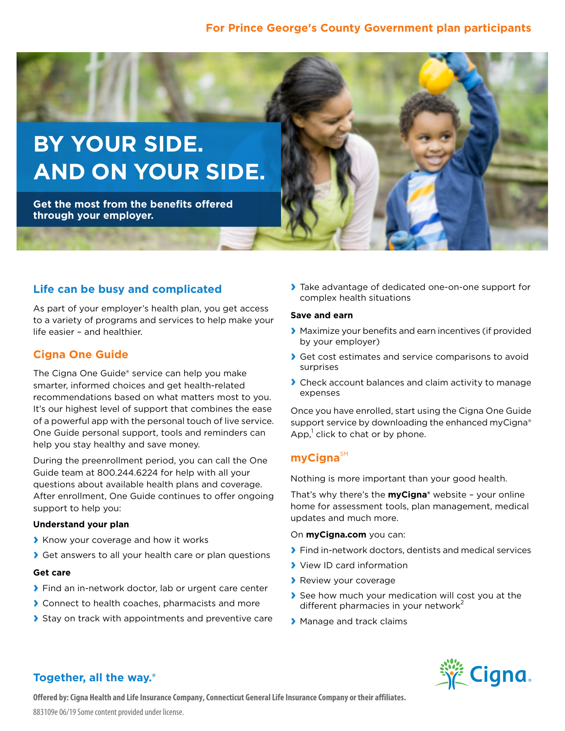For Prince George's County Government plan participants

# BY YOUR SIDE. AND ON YOUR SIDE.

**Get the most from the benefits offered through your employer.**

## Life can be busy and complicated

As part of your employer's health plan, you get access to a variety of programs and services to help make your life easier – and healthier.

## Cigna One Guide

The Cigna One Guide® service can help you make smarter, informed choices and get health-related recommendations based on what matters most to you. It's our highest level of support that combines the ease of a powerful app with the personal touch of live service. One Guide personal support, tools and reminders can help you stay healthy and save money.

During the preenrollment period, you can call the One Guide team at 800.244.6224 for help with all your questions about available health plans and coverage. After enrollment, One Guide continues to offer ongoing support to help you:

**Understand your plan**

- Know your coverage and how it works
- Get answers to all your health care or plan questions

**Get care**

- Find an in-network doctor, lab or urgent care center
- Connect to health coaches, pharmacists and more
- Stay on track with appointments and preventive care
- Take advantage of dedicated one-on-one support for complex health situations

**Save and earn**

- Maximize your benefits and earn incentives (if provided by your employer)
- Get cost estimates and service comparisons to avoid surprises
- Check account balances and claim activity to manage expenses

Once you have enrolled, start using the Cigna One Guide support service by downloading the enhanced myCigna® App,[1] click to chat or by phone.

## myCigna℠

Nothing is more important than your good health.

That's why there's the **myCigna**® website – your online home for assessment tools, plan management, medical updates and much more.

On **myCigna.com** you can:

- Find in-network doctors, dentists and medical services
- View ID card information
- Review your coverage
- See how much your medication will cost you at the different pharmacies in your network[2]
- Manage and track claims

**Together, all the way.**®

Cigna.

**Offered by: Cigna Health and Life Insurance Company, Connecticut General Life Insurance Company or their affiliates.**

883109e 06/19 Some content provided under license.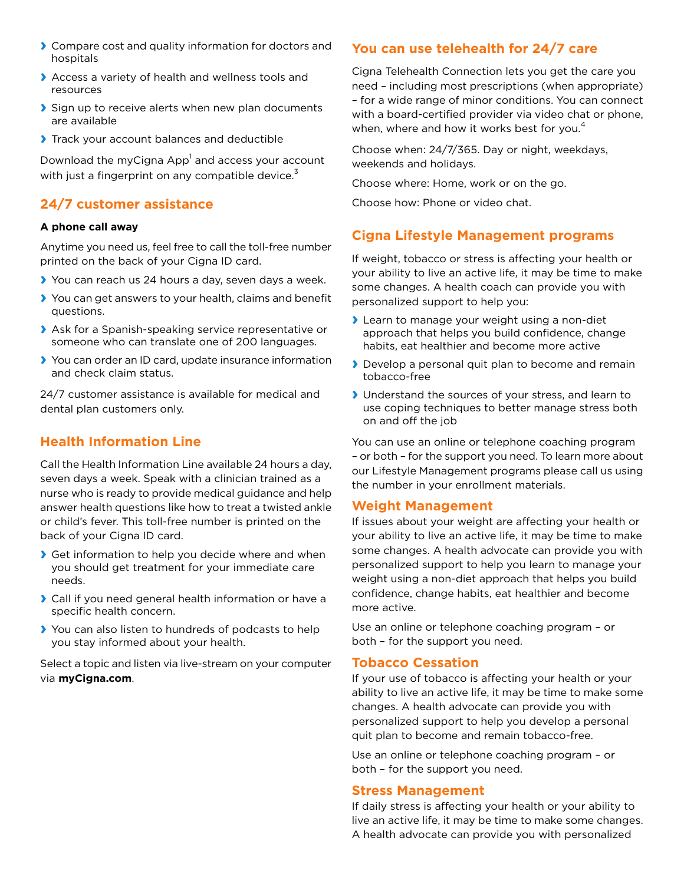- Compare cost and quality information for doctors and hospitals
- Access a variety of health and wellness tools and resources
- Sign up to receive alerts when new plan documents are available
- Track your account balances and deductible

Download the myCigna App[1] and access your account with just a fingerprint on any compatible device.[3]

## 24/7 customer assistance

**A phone call away**

Anytime you need us, feel free to call the toll-free number printed on the back of your Cigna ID card.

- You can reach us 24 hours a day, seven days a week.
- You can get answers to your health, claims and benefit questions.
- Ask for a Spanish-speaking service representative or someone who can translate one of 200 languages.
- You can order an ID card, update insurance information and check claim status.

24/7 customer assistance is available for medical and dental plan customers only.

## Health Information Line

Call the Health Information Line available 24 hours a day, seven days a week. Speak with a clinician trained as a nurse who is ready to provide medical guidance and help answer health questions like how to treat a twisted ankle or child's fever. This toll-free number is printed on the back of your Cigna ID card.

- Get information to help you decide where and when you should get treatment for your immediate care needs.
- Call if you need general health information or have a specific health concern.
- You can also listen to hundreds of podcasts to help you stay informed about your health.

Select a topic and listen via live-stream on your computer via **myCigna.com**.

## You can use telehealth for 24/7 care

Cigna Telehealth Connection lets you get the care you need – including most prescriptions (when appropriate) – for a wide range of minor conditions. You can connect with a board-certified provider via video chat or phone, when, where and how it works best for you.[4]

Choose when: 24/7/365. Day or night, weekdays, weekends and holidays.

Choose where: Home, work or on the go.

Choose how: Phone or video chat.

## Cigna Lifestyle Management programs

If weight, tobacco or stress is affecting your health or your ability to live an active life, it may be time to make some changes. A health coach can provide you with personalized support to help you:

- Learn to manage your weight using a non-diet approach that helps you build confidence, change habits, eat healthier and become more active
- Develop a personal quit plan to become and remain tobacco-free
- Understand the sources of your stress, and learn to use coping techniques to better manage stress both on and off the job

You can use an online or telephone coaching program – or both – for the support you need. To learn more about our Lifestyle Management programs please call us using the number in your enrollment materials.

### Weight Management

If issues about your weight are affecting your health or your ability to live an active life, it may be time to make some changes. A health advocate can provide you with personalized support to help you learn to manage your weight using a non-diet approach that helps you build confidence, change habits, eat healthier and become more active.

Use an online or telephone coaching program – or both – for the support you need.

### Tobacco Cessation

If your use of tobacco is affecting your health or your ability to live an active life, it may be time to make some changes. A health advocate can provide you with personalized support to help you develop a personal quit plan to become and remain tobacco-free.

Use an online or telephone coaching program – or both – for the support you need.

### Stress Management

If daily stress is affecting your health or your ability to live an active life, it may be time to make some changes. A health advocate can provide you with personalized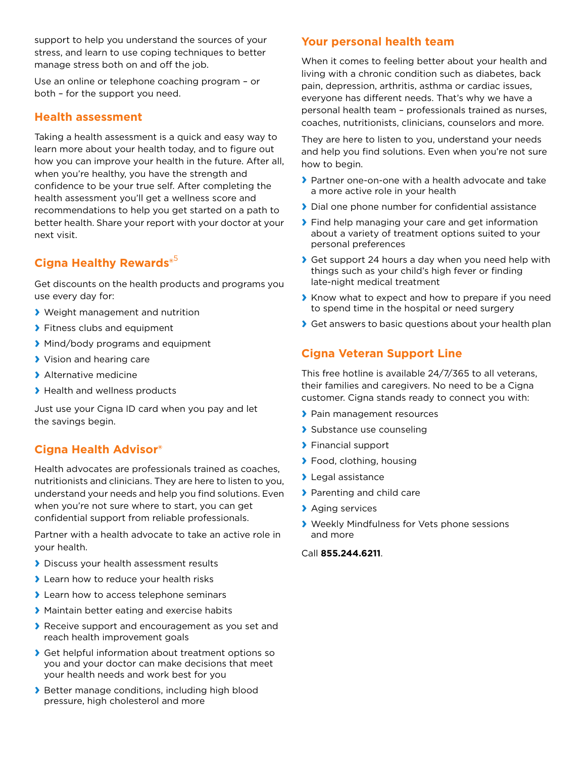support to help you understand the sources of your stress, and learn to use coping techniques to better manage stress both on and off the job.

Use an online or telephone coaching program – or both – for the support you need.

## Health assessment

Taking a health assessment is a quick and easy way to learn more about your health today, and to figure out how you can improve your health in the future. After all, when you're healthy, you have the strength and confidence to be your true self. After completing the health assessment you'll get a wellness score and recommendations to help you get started on a path to better health. Share your report with your doctor at your next visit.

## Cigna Healthy Rewards®[5]

Get discounts on the health products and programs you use every day for:

- Weight management and nutrition
- Fitness clubs and equipment
- Mind/body programs and equipment
- Vision and hearing care
- Alternative medicine
- Health and wellness products

Just use your Cigna ID card when you pay and let the savings begin.

## Cigna Health Advisor®

Health advocates are professionals trained as coaches, nutritionists and clinicians. They are here to listen to you, understand your needs and help you find solutions. Even when you're not sure where to start, you can get confidential support from reliable professionals.

Partner with a health advocate to take an active role in your health.

- Discuss your health assessment results
- Learn how to reduce your health risks
- Learn how to access telephone seminars
- Maintain better eating and exercise habits
- Receive support and encouragement as you set and reach health improvement goals
- Get helpful information about treatment options so you and your doctor can make decisions that meet your health needs and work best for you
- Better manage conditions, including high blood pressure, high cholesterol and more

## Your personal health team

When it comes to feeling better about your health and living with a chronic condition such as diabetes, back pain, depression, arthritis, asthma or cardiac issues, everyone has different needs. That's why we have a personal health team – professionals trained as nurses, coaches, nutritionists, clinicians, counselors and more.

They are here to listen to you, understand your needs and help you find solutions. Even when you're not sure how to begin.

- Partner one-on-one with a health advocate and take a more active role in your health
- Dial one phone number for confidential assistance
- Find help managing your care and get information about a variety of treatment options suited to your personal preferences
- Get support 24 hours a day when you need help with things such as your child's high fever or finding late-night medical treatment
- Know what to expect and how to prepare if you need to spend time in the hospital or need surgery
- Get answers to basic questions about your health plan

## Cigna Veteran Support Line

This free hotline is available 24/7/365 to all veterans, their families and caregivers. No need to be a Cigna customer. Cigna stands ready to connect you with:

- Pain management resources
- Substance use counseling
- Financial support
- Food, clothing, housing
- Legal assistance
- Parenting and child care
- Aging services
- Weekly Mindfulness for Vets phone sessions and more

Call **855.244.6211**.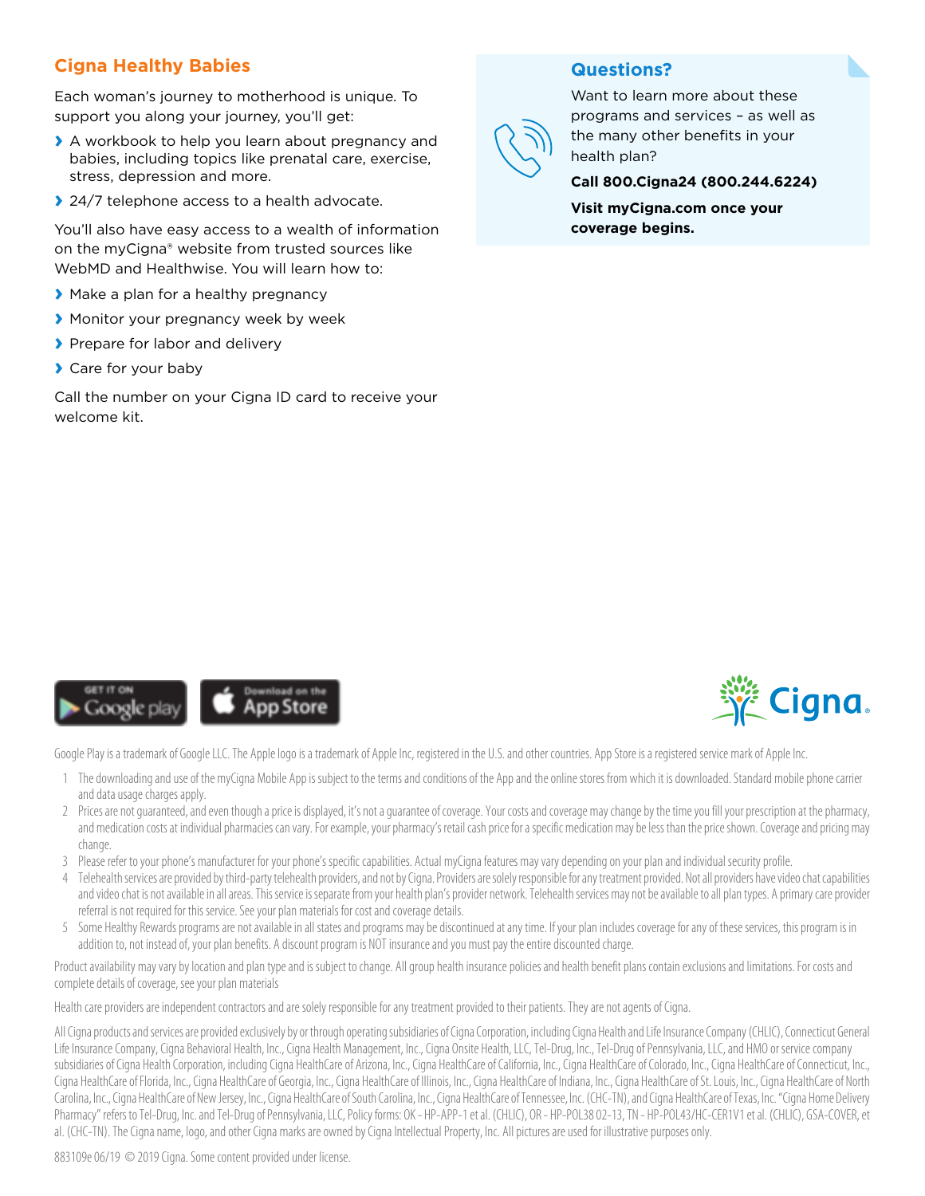## Cigna Healthy Babies

Each woman's journey to motherhood is unique. To support you along your journey, you'll get:

- A workbook to help you learn about pregnancy and babies, including topics like prenatal care, exercise, stress, depression and more.
- 24/7 telephone access to a health advocate.

You'll also have easy access to a wealth of information on the myCigna® website from trusted sources like WebMD and Healthwise. You will learn how to:

- Make a plan for a healthy pregnancy
- Monitor your pregnancy week by week
- Prepare for labor and delivery
- Care for your baby

Call the number on your Cigna ID card to receive your welcome kit.

## Questions?

Want to learn more about these programs and services – as well as the many other benefits in your health plan?

**Call 800.Cigna24 (800.244.6224)**

**Visit myCigna.com once your coverage begins.**

GET IT ON Google play

Download on the App Store

Cigna.

Google Play is a trademark of Google LLC. The Apple logo is a trademark of Apple Inc, registered in the U.S. and other countries. App Store is a registered service mark of Apple Inc.

1. The downloading and use of the myCigna Mobile App is subject to the terms and conditions of the App and the online stores from which it is downloaded. Standard mobile phone carrier and data usage charges apply.
2. Prices are not guaranteed, and even though a price is displayed, it's not a guarantee of coverage. Your costs and coverage may change by the time you fill your prescription at the pharmacy, and medication costs at individual pharmacies can vary. For example, your pharmacy's retail cash price for a specific medication may be less than the price shown. Coverage and pricing may change.
3. Please refer to your phone's manufacturer for your phone's specific capabilities. Actual myCigna features may vary depending on your plan and individual security profile.
4. Telehealth services are provided by third-party telehealth providers, and not by Cigna. Providers are solely responsible for any treatment provided. Not all providers have video chat capabilities and video chat is not available in all areas. This service is separate from your health plan's provider network. Telehealth services may not be available to all plan types. A primary care provider referral is not required for this service. See your plan materials for cost and coverage details.
5. Some Healthy Rewards programs are not available in all states and programs may be discontinued at any time. If your plan includes coverage for any of these services, this program is in addition to, not instead of, your plan benefits. A discount program is NOT insurance and you must pay the entire discounted charge.

Product availability may vary by location and plan type and is subject to change. All group health insurance policies and health benefit plans contain exclusions and limitations. For costs and complete details of coverage, see your plan materials

Health care providers are independent contractors and are solely responsible for any treatment provided to their patients. They are not agents of Cigna.

All Cigna products and services are provided exclusively by or through operating subsidiaries of Cigna Corporation, including Cigna Health and Life Insurance Company (CHLIC), Connecticut General Life Insurance Company, Cigna Behavioral Health, Inc., Cigna Health Management, Inc., Cigna Onsite Health, LLC, Tel-Drug, Inc., Tel-Drug of Pennsylvania, LLC, and HMO or service company subsidiaries of Cigna Health Corporation, including Cigna HealthCare of Arizona, Inc., Cigna HealthCare of California, Inc., Cigna HealthCare of Colorado, Inc., Cigna HealthCare of Connecticut, Inc., Cigna HealthCare of Florida, Inc., Cigna HealthCare of Georgia, Inc., Cigna HealthCare of Illinois, Inc., Cigna HealthCare of Indiana, Inc., Cigna HealthCare of St. Louis, Inc., Cigna HealthCare of North Carolina, Inc., Cigna HealthCare of New Jersey, Inc., Cigna HealthCare of South Carolina, Inc., Cigna HealthCare of Tennessee, Inc. (CHC-TN), and Cigna HealthCare of Texas, Inc. "Cigna Home Delivery Pharmacy" refers to Tel-Drug, Inc. and Tel-Drug of Pennsylvania, LLC, Policy forms: OK - HP-APP-1 et al. (CHLIC), OR - HP-POL38 02-13, TN - HP-POL43/HC-CER1V1 et al. (CHLIC), GSA-COVER, et al. (CHC-TN). The Cigna name, logo, and other Cigna marks are owned by Cigna Intellectual Property, Inc. All pictures are used for illustrative purposes only.

883109e 06/19 © 2019 Cigna. Some content provided under license.